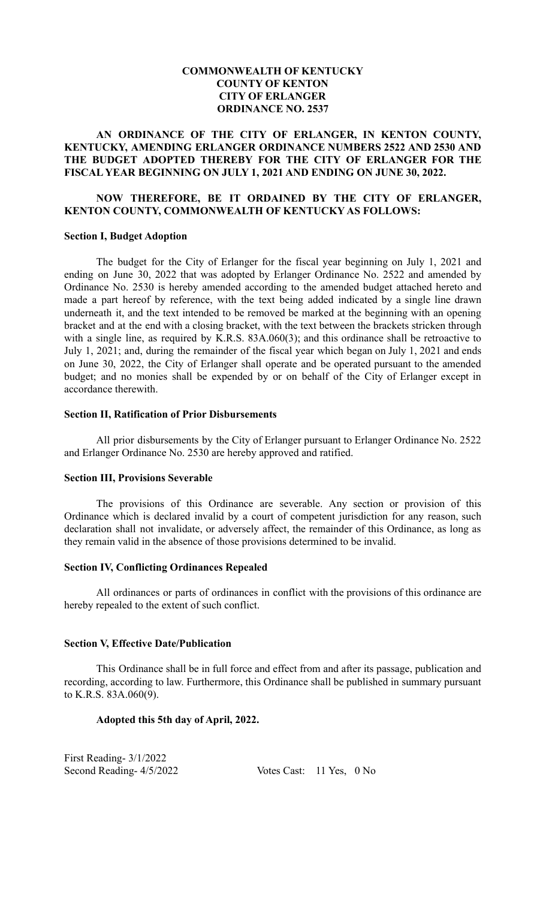**COMMONWEALTH OF KENTUCKY**
**COUNTY OF KENTON**
**CITY OF ERLANGER**
**ORDINANCE NO. 2537**

**AN ORDINANCE OF THE CITY OF ERLANGER, IN KENTON COUNTY, KENTUCKY, AMENDING ERLANGER ORDINANCE NUMBERS 2522 AND 2530 AND THE BUDGET ADOPTED THEREBY FOR THE CITY OF ERLANGER FOR THE FISCAL YEAR BEGINNING ON JULY 1, 2021 AND ENDING ON JUNE 30, 2022.**

**NOW THEREFORE, BE IT ORDAINED BY THE CITY OF ERLANGER, KENTON COUNTY, COMMONWEALTH OF KENTUCKY AS FOLLOWS:**

**Section I, Budget Adoption**

The budget for the City of Erlanger for the fiscal year beginning on July 1, 2021 and ending on June 30, 2022 that was adopted by Erlanger Ordinance No. 2522 and amended by Ordinance No. 2530 is hereby amended according to the amended budget attached hereto and made a part hereof by reference, with the text being added indicated by a single line drawn underneath it, and the text intended to be removed be marked at the beginning with an opening bracket and at the end with a closing bracket, with the text between the brackets stricken through with a single line, as required by K.R.S. 83A.060(3); and this ordinance shall be retroactive to July 1, 2021; and, during the remainder of the fiscal year which began on July 1, 2021 and ends on June 30, 2022, the City of Erlanger shall operate and be operated pursuant to the amended budget; and no monies shall be expended by or on behalf of the City of Erlanger except in accordance therewith.

**Section II, Ratification of Prior Disbursements**

All prior disbursements by the City of Erlanger pursuant to Erlanger Ordinance No. 2522 and Erlanger Ordinance No. 2530 are hereby approved and ratified.

**Section III, Provisions Severable**

The provisions of this Ordinance are severable. Any section or provision of this Ordinance which is declared invalid by a court of competent jurisdiction for any reason, such declaration shall not invalidate, or adversely affect, the remainder of this Ordinance, as long as they remain valid in the absence of those provisions determined to be invalid.

**Section IV, Conflicting Ordinances Repealed**

All ordinances or parts of ordinances in conflict with the provisions of this ordinance are hereby repealed to the extent of such conflict.

**Section V, Effective Date/Publication**

This Ordinance shall be in full force and effect from and after its passage, publication and recording, according to law. Furthermore, this Ordinance shall be published in summary pursuant to K.R.S. 83A.060(9).

**Adopted this 5th day of April, 2022.**

First Reading- 3/1/2022
Second Reading- 4/5/2022 Votes Cast: 11 Yes, 0 No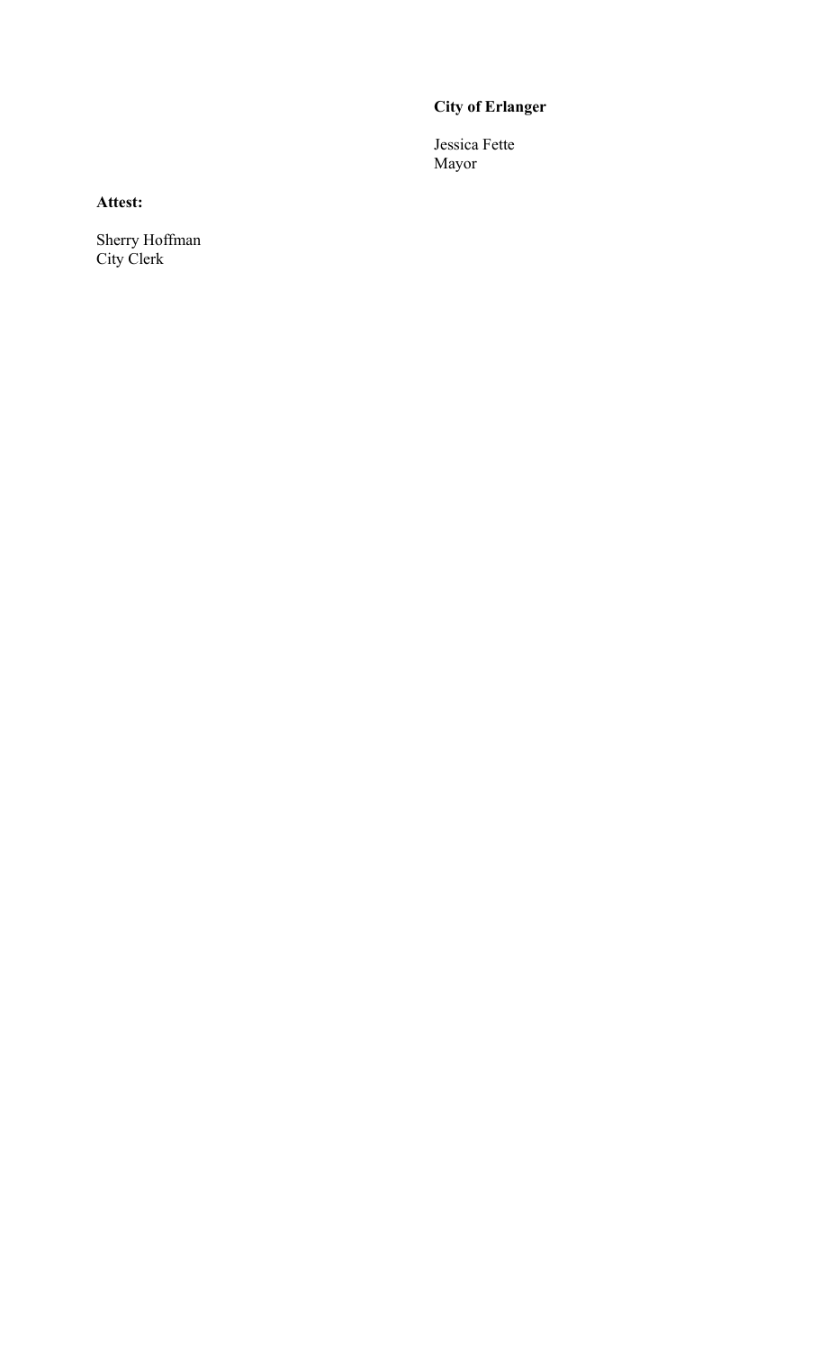**City of Erlanger**

Jessica Fette
Mayor

**Attest:**

Sherry Hoffman
City Clerk